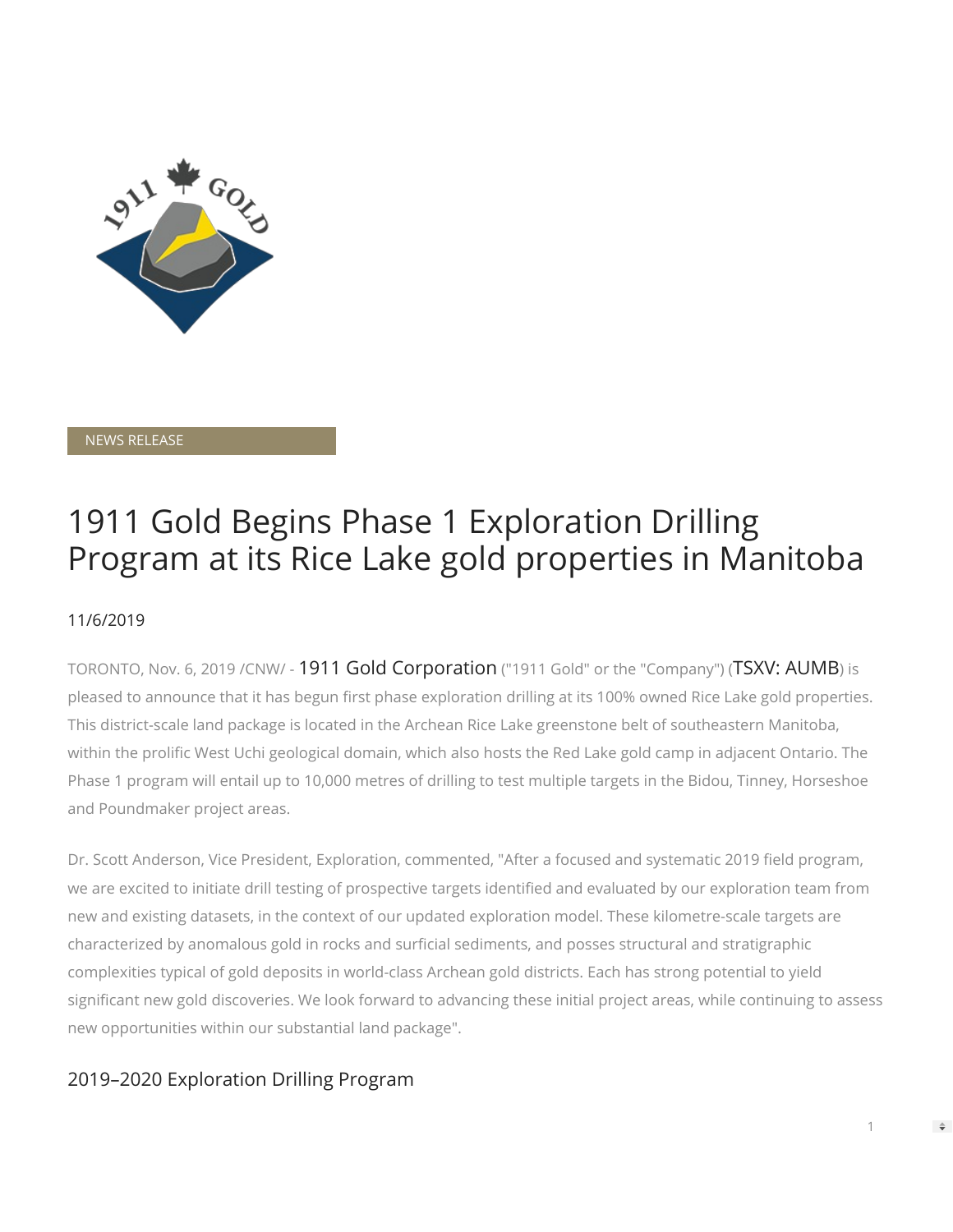NEWS RELEASE

# 1911 Gold Begins Phase 1 Exploration Drilling Program at its Rice Lake gold properties in Manitoba

11/6/2019

TORONTO, Nov. 6, 2019 /CNW/ - 1911 Gold Corporation ("1911 Gold" or the "Company") (TSXV: AUMB) is pleased to announce that it has begun first phase exploration drilling at its 100% owned Rice Lake gold properties. This district-scale land package is located in the Archean Rice Lake greenstone belt of southeastern Manitoba, within the prolific West Uchi geological domain, which also hosts the Red Lake gold camp in adjacent Ontario. The Phase 1 program will entail up to 10,000 metres of drilling to test multiple targets in the Bidou, Tinney, Horseshoe and Poundmaker project areas.

Dr. Scott Anderson, Vice President, Exploration, commented, "After a focused and systematic 2019 field program, we are excited to initiate drill testing of prospective targets identified and evaluated by our exploration team from new and existing datasets, in the context of our updated exploration model. These kilometre-scale targets are characterized by anomalous gold in rocks and surficial sediments, and posses structural and stratigraphic complexities typical of gold deposits in world-class Archean gold districts. Each has strong potential to yield significant new gold discoveries. We look forward to advancing these initial project areas, while continuing to assess new opportunities within our substantial land package".

## 2019–2020 Exploration Drilling Program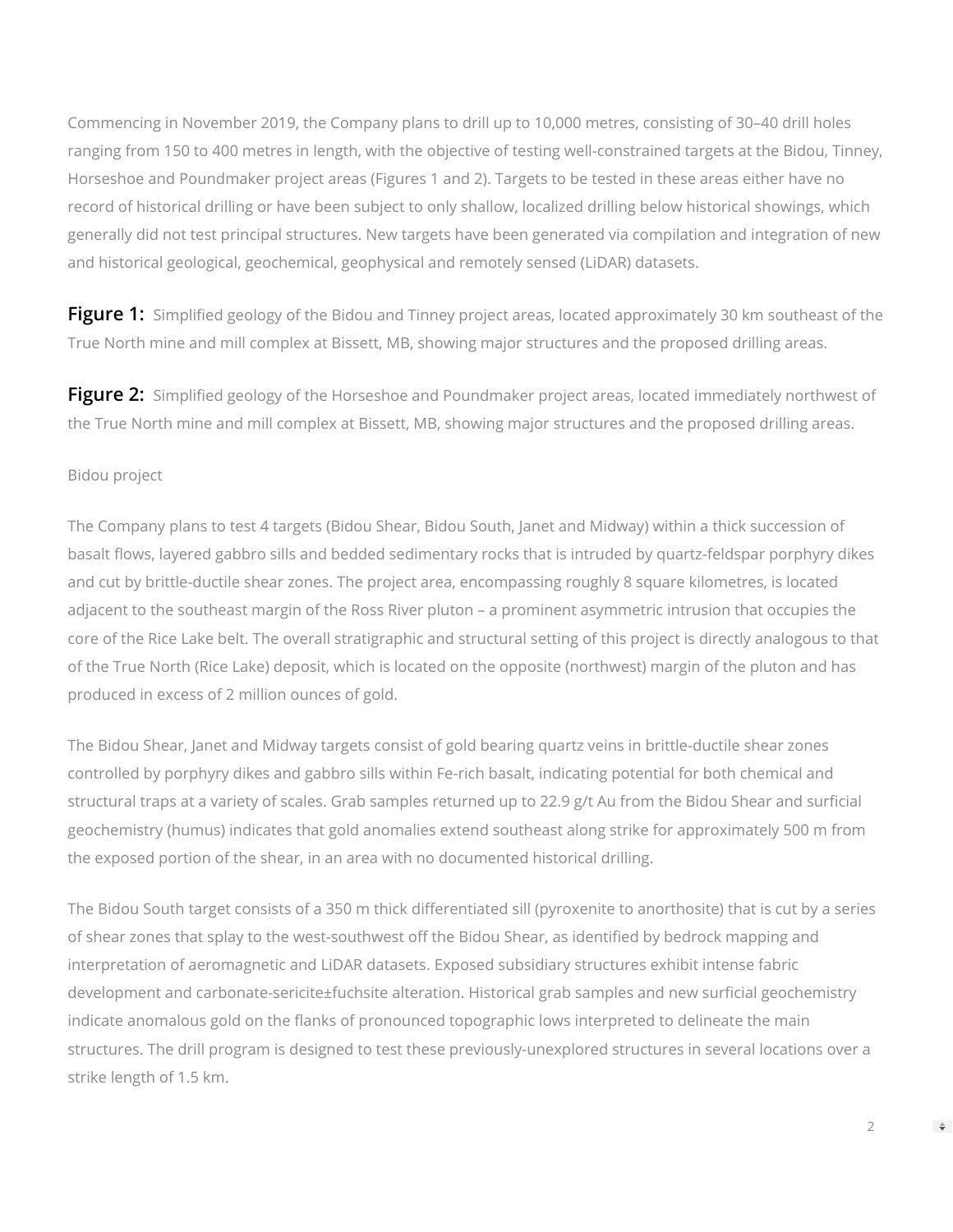Commencing in November 2019, the Company plans to drill up to 10,000 metres, consisting of 30–40 drill holes ranging from 150 to 400 metres in length, with the objective of testing well-constrained targets at the Bidou, Tinney, Horseshoe and Poundmaker project areas (Figures 1 and 2). Targets to be tested in these areas either have no record of historical drilling or have been subject to only shallow, localized drilling below historical showings, which generally did not test principal structures. New targets have been generated via compilation and integration of new and historical geological, geochemical, geophysical and remotely sensed (LiDAR) datasets.

**Figure 1:** Simplified geology of the Bidou and Tinney project areas, located approximately 30 km southeast of the True North mine and mill complex at Bissett, MB, showing major structures and the proposed drilling areas.

**Figure 2:** Simplified geology of the Horseshoe and Poundmaker project areas, located immediately northwest of the True North mine and mill complex at Bissett, MB, showing major structures and the proposed drilling areas.

Bidou project

The Company plans to test 4 targets (Bidou Shear, Bidou South, Janet and Midway) within a thick succession of basalt flows, layered gabbro sills and bedded sedimentary rocks that is intruded by quartz-feldspar porphyry dikes and cut by brittle-ductile shear zones. The project area, encompassing roughly 8 square kilometres, is located adjacent to the southeast margin of the Ross River pluton – a prominent asymmetric intrusion that occupies the core of the Rice Lake belt. The overall stratigraphic and structural setting of this project is directly analogous to that of the True North (Rice Lake) deposit, which is located on the opposite (northwest) margin of the pluton and has produced in excess of 2 million ounces of gold.

The Bidou Shear, Janet and Midway targets consist of gold bearing quartz veins in brittle-ductile shear zones controlled by porphyry dikes and gabbro sills within Fe-rich basalt, indicating potential for both chemical and structural traps at a variety of scales. Grab samples returned up to 22.9 g/t Au from the Bidou Shear and surficial geochemistry (humus) indicates that gold anomalies extend southeast along strike for approximately 500 m from the exposed portion of the shear, in an area with no documented historical drilling.

The Bidou South target consists of a 350 m thick differentiated sill (pyroxenite to anorthosite) that is cut by a series of shear zones that splay to the west-southwest off the Bidou Shear, as identified by bedrock mapping and interpretation of aeromagnetic and LiDAR datasets. Exposed subsidiary structures exhibit intense fabric development and carbonate-sericite±fuchsite alteration. Historical grab samples and new surficial geochemistry indicate anomalous gold on the flanks of pronounced topographic lows interpreted to delineate the main structures. The drill program is designed to test these previously-unexplored structures in several locations over a strike length of 1.5 km.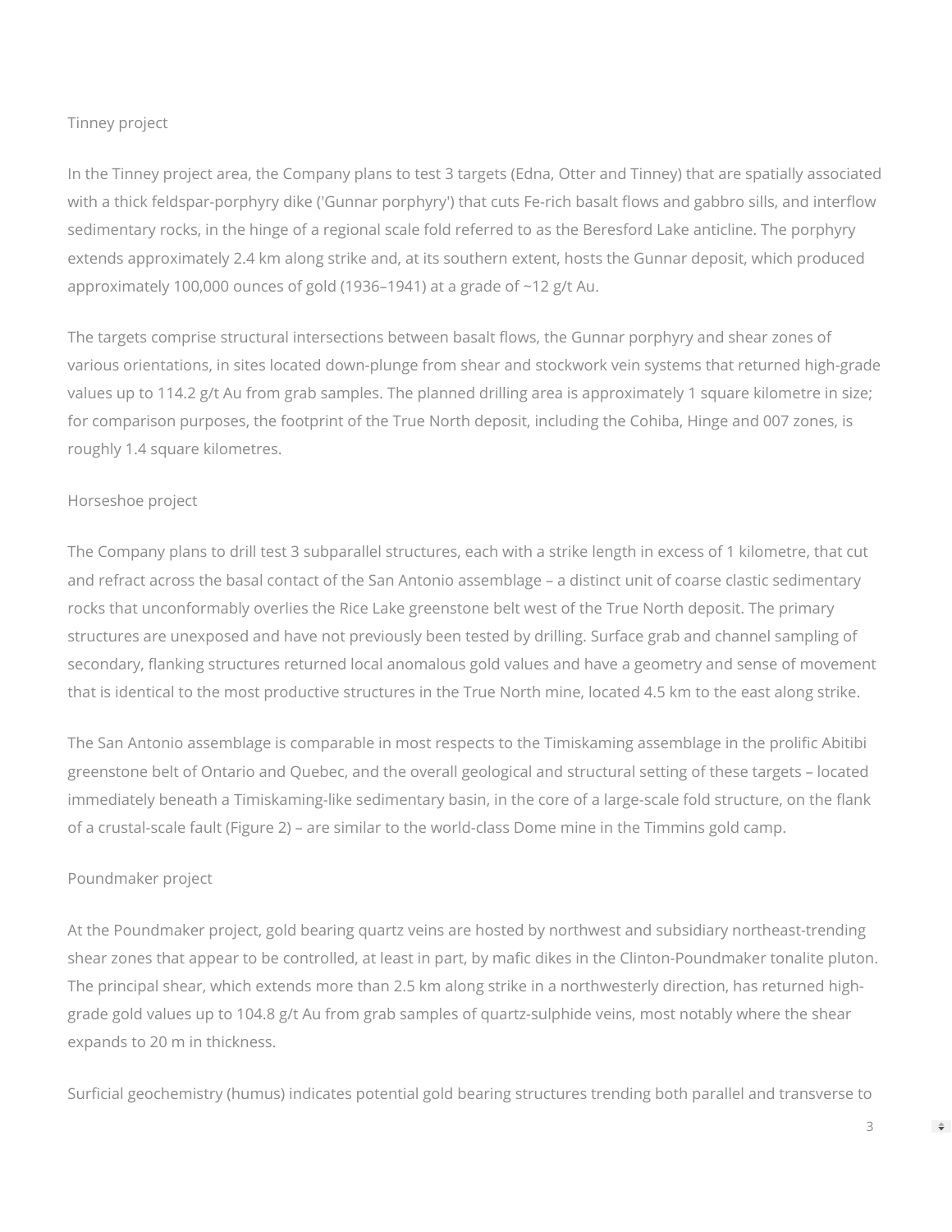## Tinney project

In the Tinney project area, the Company plans to test 3 targets (Edna, Otter and Tinney) that are spatially associated with a thick feldspar-porphyry dike ('Gunnar porphyry') that cuts Fe-rich basalt flows and gabbro sills, and interflow sedimentary rocks, in the hinge of a regional scale fold referred to as the Beresford Lake anticline. The porphyry extends approximately 2.4 km along strike and, at its southern extent, hosts the Gunnar deposit, which produced approximately 100,000 ounces of gold (1936–1941) at a grade of ~12 g/t Au.

The targets comprise structural intersections between basalt flows, the Gunnar porphyry and shear zones of various orientations, in sites located down-plunge from shear and stockwork vein systems that returned high-grade values up to 114.2 g/t Au from grab samples. The planned drilling area is approximately 1 square kilometre in size; for comparison purposes, the footprint of the True North deposit, including the Cohiba, Hinge and 007 zones, is roughly 1.4 square kilometres.

## Horseshoe project

The Company plans to drill test 3 subparallel structures, each with a strike length in excess of 1 kilometre, that cut and refract across the basal contact of the San Antonio assemblage – a distinct unit of coarse clastic sedimentary rocks that unconformably overlies the Rice Lake greenstone belt west of the True North deposit. The primary structures are unexposed and have not previously been tested by drilling. Surface grab and channel sampling of secondary, flanking structures returned local anomalous gold values and have a geometry and sense of movement that is identical to the most productive structures in the True North mine, located 4.5 km to the east along strike.

The San Antonio assemblage is comparable in most respects to the Timiskaming assemblage in the prolific Abitibi greenstone belt of Ontario and Quebec, and the overall geological and structural setting of these targets – located immediately beneath a Timiskaming-like sedimentary basin, in the core of a large-scale fold structure, on the flank of a crustal-scale fault (Figure 2) – are similar to the world-class Dome mine in the Timmins gold camp.

## Poundmaker project

At the Poundmaker project, gold bearing quartz veins are hosted by northwest and subsidiary northeast-trending shear zones that appear to be controlled, at least in part, by mafic dikes in the Clinton-Poundmaker tonalite pluton. The principal shear, which extends more than 2.5 km along strike in a northwesterly direction, has returned high-grade gold values up to 104.8 g/t Au from grab samples of quartz-sulphide veins, most notably where the shear expands to 20 m in thickness.

Surficial geochemistry (humus) indicates potential gold bearing structures trending both parallel and transverse to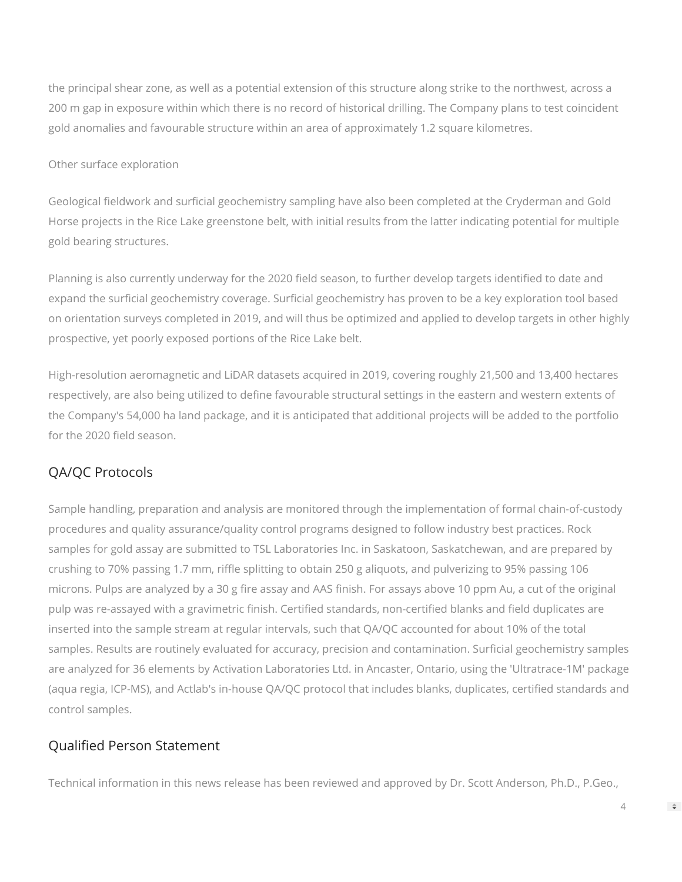the principal shear zone, as well as a potential extension of this structure along strike to the northwest, across a 200 m gap in exposure within which there is no record of historical drilling. The Company plans to test coincident gold anomalies and favourable structure within an area of approximately 1.2 square kilometres.

Other surface exploration

Geological fieldwork and surficial geochemistry sampling have also been completed at the Cryderman and Gold Horse projects in the Rice Lake greenstone belt, with initial results from the latter indicating potential for multiple gold bearing structures.

Planning is also currently underway for the 2020 field season, to further develop targets identified to date and expand the surficial geochemistry coverage. Surficial geochemistry has proven to be a key exploration tool based on orientation surveys completed in 2019, and will thus be optimized and applied to develop targets in other highly prospective, yet poorly exposed portions of the Rice Lake belt.

High-resolution aeromagnetic and LiDAR datasets acquired in 2019, covering roughly 21,500 and 13,400 hectares respectively, are also being utilized to define favourable structural settings in the eastern and western extents of the Company's 54,000 ha land package, and it is anticipated that additional projects will be added to the portfolio for the 2020 field season.

## QA/QC Protocols

Sample handling, preparation and analysis are monitored through the implementation of formal chain-of-custody procedures and quality assurance/quality control programs designed to follow industry best practices. Rock samples for gold assay are submitted to TSL Laboratories Inc. in Saskatoon, Saskatchewan, and are prepared by crushing to 70% passing 1.7 mm, riffle splitting to obtain 250 g aliquots, and pulverizing to 95% passing 106 microns. Pulps are analyzed by a 30 g fire assay and AAS finish. For assays above 10 ppm Au, a cut of the original pulp was re-assayed with a gravimetric finish. Certified standards, non-certified blanks and field duplicates are inserted into the sample stream at regular intervals, such that QA/QC accounted for about 10% of the total samples. Results are routinely evaluated for accuracy, precision and contamination. Surficial geochemistry samples are analyzed for 36 elements by Activation Laboratories Ltd. in Ancaster, Ontario, using the 'Ultratrace-1M' package (aqua regia, ICP-MS), and Actlab's in-house QA/QC protocol that includes blanks, duplicates, certified standards and control samples.

## Qualified Person Statement

Technical information in this news release has been reviewed and approved by Dr. Scott Anderson, Ph.D., P.Geo.,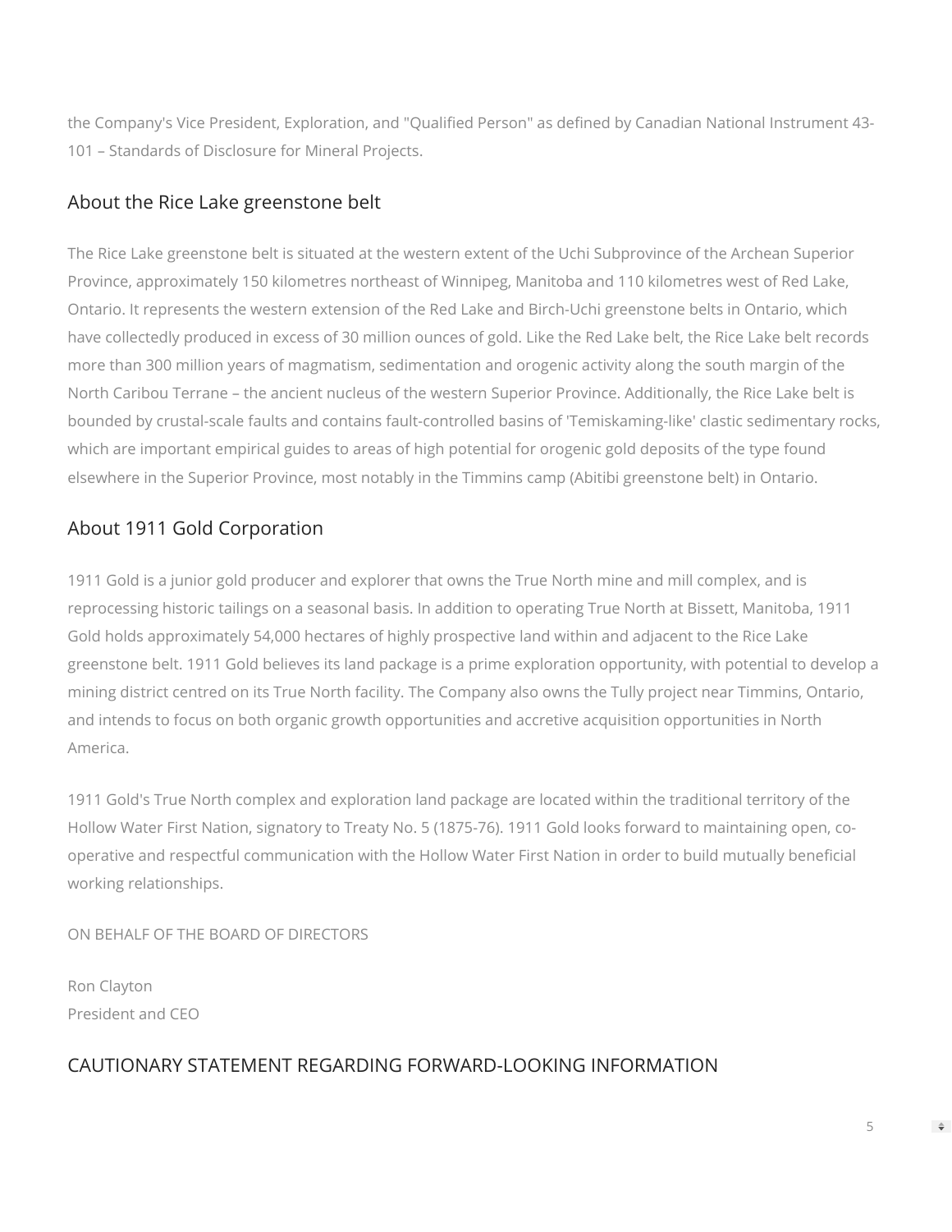the Company's Vice President, Exploration, and "Qualified Person" as defined by Canadian National Instrument 43-101 – Standards of Disclosure for Mineral Projects.

## About the Rice Lake greenstone belt

The Rice Lake greenstone belt is situated at the western extent of the Uchi Subprovince of the Archean Superior Province, approximately 150 kilometres northeast of Winnipeg, Manitoba and 110 kilometres west of Red Lake, Ontario. It represents the western extension of the Red Lake and Birch-Uchi greenstone belts in Ontario, which have collectedly produced in excess of 30 million ounces of gold. Like the Red Lake belt, the Rice Lake belt records more than 300 million years of magmatism, sedimentation and orogenic activity along the south margin of the North Caribou Terrane – the ancient nucleus of the western Superior Province. Additionally, the Rice Lake belt is bounded by crustal-scale faults and contains fault-controlled basins of 'Temiskaming-like' clastic sedimentary rocks, which are important empirical guides to areas of high potential for orogenic gold deposits of the type found elsewhere in the Superior Province, most notably in the Timmins camp (Abitibi greenstone belt) in Ontario.

## About 1911 Gold Corporation

1911 Gold is a junior gold producer and explorer that owns the True North mine and mill complex, and is reprocessing historic tailings on a seasonal basis. In addition to operating True North at Bissett, Manitoba, 1911 Gold holds approximately 54,000 hectares of highly prospective land within and adjacent to the Rice Lake greenstone belt. 1911 Gold believes its land package is a prime exploration opportunity, with potential to develop a mining district centred on its True North facility. The Company also owns the Tully project near Timmins, Ontario, and intends to focus on both organic growth opportunities and accretive acquisition opportunities in North America.

1911 Gold's True North complex and exploration land package are located within the traditional territory of the Hollow Water First Nation, signatory to Treaty No. 5 (1875-76). 1911 Gold looks forward to maintaining open, co-operative and respectful communication with the Hollow Water First Nation in order to build mutually beneficial working relationships.

ON BEHALF OF THE BOARD OF DIRECTORS

Ron Clayton
President and CEO

## CAUTIONARY STATEMENT REGARDING FORWARD-LOOKING INFORMATION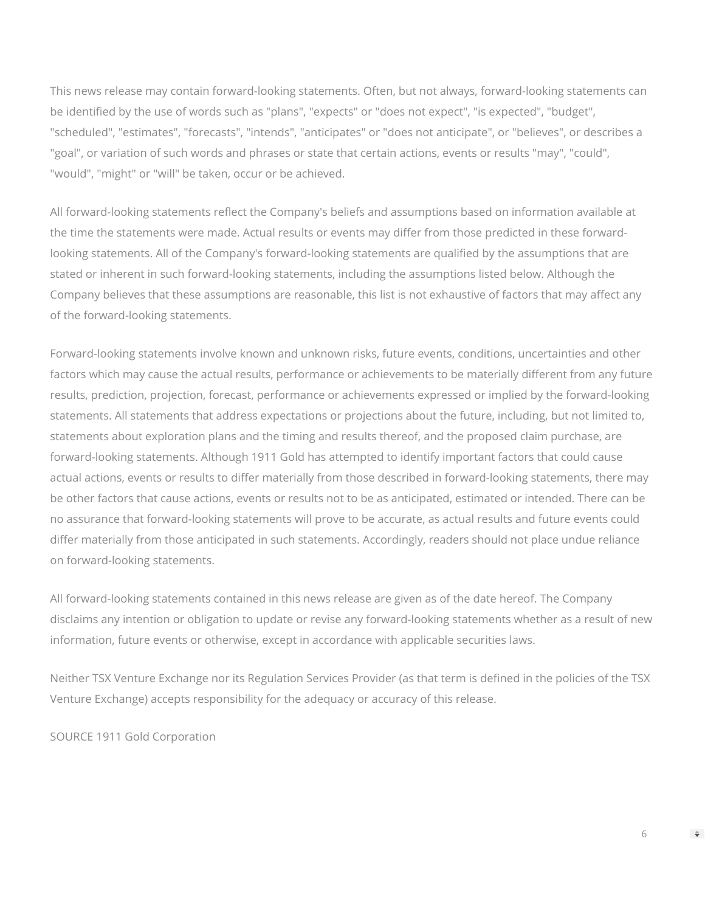This news release may contain forward-looking statements. Often, but not always, forward-looking statements can be identified by the use of words such as "plans", "expects" or "does not expect", "is expected", "budget", "scheduled", "estimates", "forecasts", "intends", "anticipates" or "does not anticipate", or "believes", or describes a "goal", or variation of such words and phrases or state that certain actions, events or results "may", "could", "would", "might" or "will" be taken, occur or be achieved.

All forward-looking statements reflect the Company's beliefs and assumptions based on information available at the time the statements were made. Actual results or events may differ from those predicted in these forward-looking statements. All of the Company's forward-looking statements are qualified by the assumptions that are stated or inherent in such forward-looking statements, including the assumptions listed below. Although the Company believes that these assumptions are reasonable, this list is not exhaustive of factors that may affect any of the forward-looking statements.

Forward-looking statements involve known and unknown risks, future events, conditions, uncertainties and other factors which may cause the actual results, performance or achievements to be materially different from any future results, prediction, projection, forecast, performance or achievements expressed or implied by the forward-looking statements. All statements that address expectations or projections about the future, including, but not limited to, statements about exploration plans and the timing and results thereof, and the proposed claim purchase, are forward-looking statements. Although 1911 Gold has attempted to identify important factors that could cause actual actions, events or results to differ materially from those described in forward-looking statements, there may be other factors that cause actions, events or results not to be as anticipated, estimated or intended. There can be no assurance that forward-looking statements will prove to be accurate, as actual results and future events could differ materially from those anticipated in such statements. Accordingly, readers should not place undue reliance on forward-looking statements.

All forward-looking statements contained in this news release are given as of the date hereof. The Company disclaims any intention or obligation to update or revise any forward-looking statements whether as a result of new information, future events or otherwise, except in accordance with applicable securities laws.

Neither TSX Venture Exchange nor its Regulation Services Provider (as that term is defined in the policies of the TSX Venture Exchange) accepts responsibility for the adequacy or accuracy of this release.

SOURCE 1911 Gold Corporation